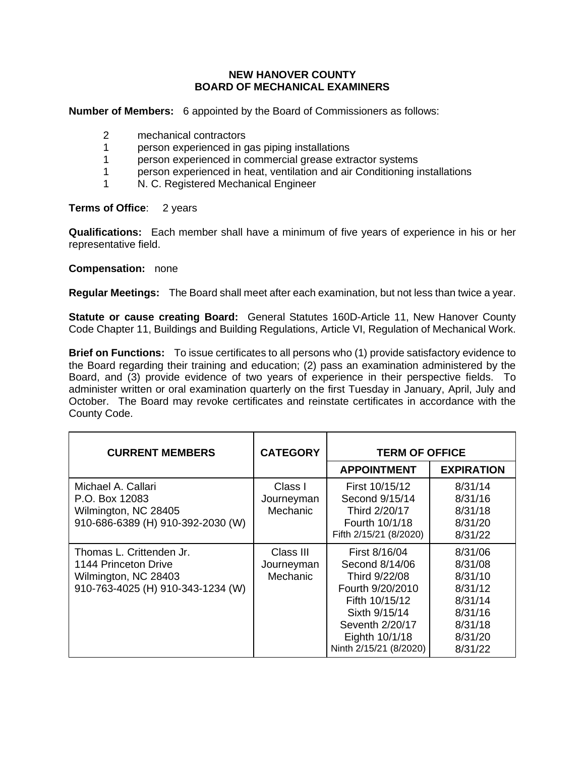# NEW HANOVER COUNTY
## BOARD OF MECHANICAL EXAMINERS

**Number of Members:** 6 appointed by the Board of Commissioners as follows:

- 2 mechanical contractors
- 1 person experienced in gas piping installations
- 1 person experienced in commercial grease extractor systems
- 1 person experienced in heat, ventilation and air Conditioning installations
- 1 N. C. Registered Mechanical Engineer

**Terms of Office**: 2 years

**Qualifications:** Each member shall have a minimum of five years of experience in his or her representative field.

**Compensation:** none

**Regular Meetings:** The Board shall meet after each examination, but not less than twice a year.

**Statute or cause creating Board:** General Statutes 160D-Article 11, New Hanover County Code Chapter 11, Buildings and Building Regulations, Article VI, Regulation of Mechanical Work.

**Brief on Functions:** To issue certificates to all persons who (1) provide satisfactory evidence to the Board regarding their training and education; (2) pass an examination administered by the Board, and (3) provide evidence of two years of experience in their perspective fields. To administer written or oral examination quarterly on the first Tuesday in January, April, July and October. The Board may revoke certificates and reinstate certificates in accordance with the County Code.

| CURRENT MEMBERS | CATEGORY | TERM OF OFFICE | |
|---|---|---|---|
| | | APPOINTMENT | EXPIRATION |
| Michael A. Callari<br>P.O. Box 12083<br>Wilmington, NC 28405<br>910-686-6389 (H) 910-392-2030 (W) | Class I Journeyman Mechanic | First 10/15/12<br>Second 9/15/14<br>Third 2/20/17<br>Fourth 10/1/18<br>Fifth 2/15/21 (8/2020) | 8/31/14<br>8/31/16<br>8/31/18<br>8/31/20<br>8/31/22 |
| Thomas L. Crittenden Jr.<br>1144 Princeton Drive<br>Wilmington, NC 28403<br>910-763-4025 (H) 910-343-1234 (W) | Class III Journeyman Mechanic | First 8/16/04<br>Second 8/14/06<br>Third 9/22/08<br>Fourth 9/20/2010<br>Fifth 10/15/12<br>Sixth 9/15/14<br>Seventh 2/20/17<br>Eighth 10/1/18<br>Ninth 2/15/21 (8/2020) | 8/31/06<br>8/31/08<br>8/31/10<br>8/31/12<br>8/31/14<br>8/31/16<br>8/31/18<br>8/31/20<br>8/31/22 |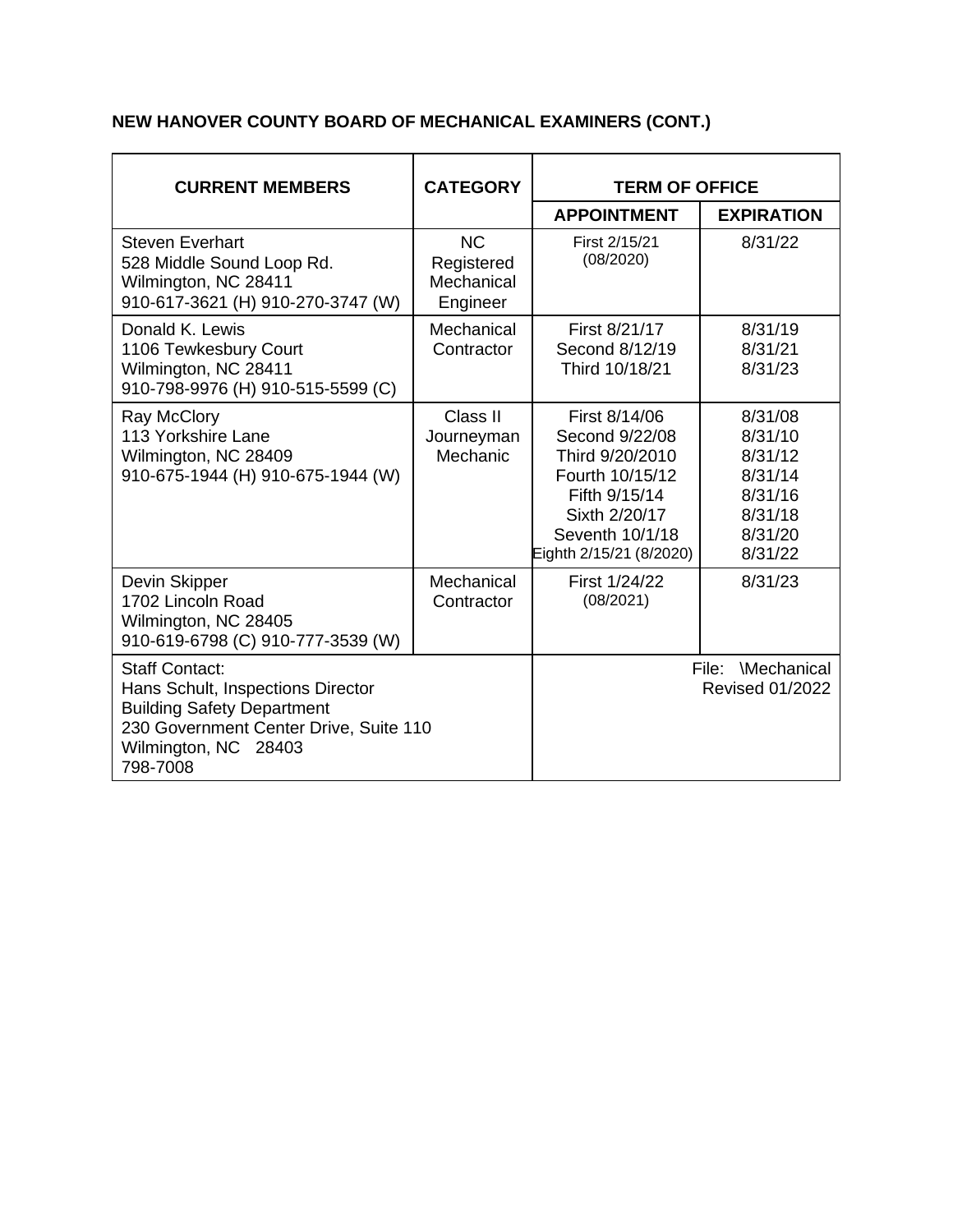**NEW HANOVER COUNTY BOARD OF MECHANICAL EXAMINERS (CONT.)**

| CURRENT MEMBERS | CATEGORY | TERM OF OFFICE | |
|---|---|---|---|
| | | APPOINTMENT | EXPIRATION |
| Steven Everhart<br>528 Middle Sound Loop Rd.<br>Wilmington, NC 28411<br>910-617-3621 (H) 910-270-3747 (W) | NC Registered Mechanical Engineer | First 2/15/21<br>(08/2020) | 8/31/22 |
| Donald K. Lewis<br>1106 Tewkesbury Court<br>Wilmington, NC 28411<br>910-798-9976 (H) 910-515-5599 (C) | Mechanical Contractor | First 8/21/17<br>Second 8/12/19<br>Third 10/18/21 | 8/31/19<br>8/31/21<br>8/31/23 |
| Ray McClory<br>113 Yorkshire Lane<br>Wilmington, NC 28409<br>910-675-1944 (H) 910-675-1944 (W) | Class II Journeyman Mechanic | First 8/14/06<br>Second 9/22/08<br>Third 9/20/2010<br>Fourth 10/15/12<br>Fifth 9/15/14<br>Sixth 2/20/17<br>Seventh 10/1/18<br>Eighth 2/15/21 (8/2020) | 8/31/08<br>8/31/10<br>8/31/12<br>8/31/14<br>8/31/16<br>8/31/18<br>8/31/20<br>8/31/22 |
| Devin Skipper<br>1702 Lincoln Road<br>Wilmington, NC 28405<br>910-619-6798 (C) 910-777-3539 (W) | Mechanical Contractor | First 1/24/22<br>(08/2021) | 8/31/23 |
| Staff Contact:<br>Hans Schult, Inspections Director<br>Building Safety Department<br>230 Government Center Drive, Suite 110<br>Wilmington, NC 28403<br>798-7008 | | File: \Mechanical<br>Revised 01/2022 | |